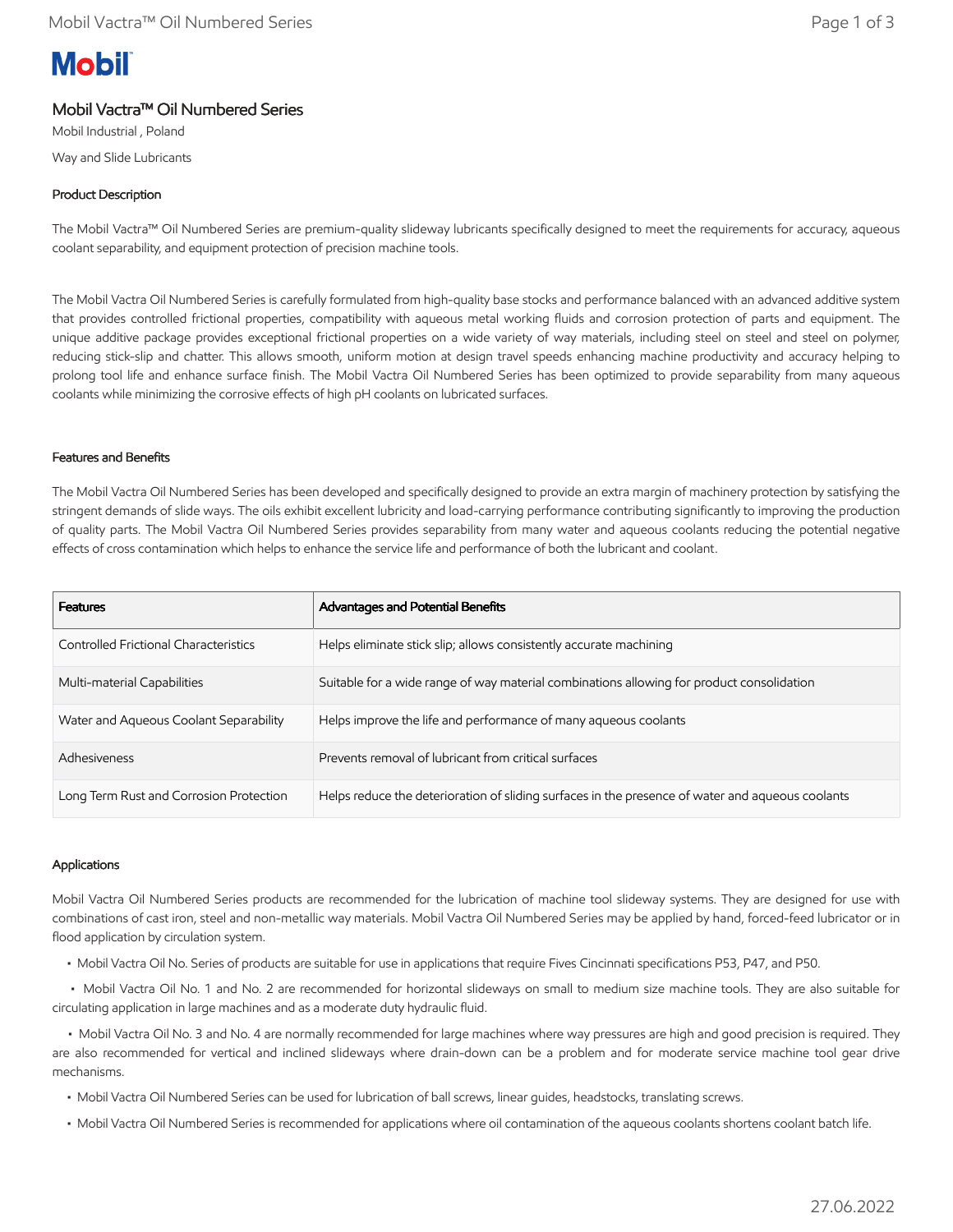# Mobil

## Mobil Vactra™ Oil Numbered Series

Mobil Industrial , Poland

Way and Slide Lubricants

### Product Description

The Mobil Vactra™ Oil Numbered Series are premium-quality slideway lubricants specifically designed to meet the requirements for accuracy, aqueous coolant separability, and equipment protection of precision machine tools.

The Mobil Vactra Oil Numbered Series is carefully formulated from high-quality base stocks and performance balanced with an advanced additive system that provides controlled frictional properties, compatibility with aqueous metal working fluids and corrosion protection of parts and equipment. The unique additive package provides exceptional frictional properties on a wide variety of way materials, including steel on steel and steel on polymer, reducing stick-slip and chatter. This allows smooth, uniform motion at design travel speeds enhancing machine productivity and accuracy helping to prolong tool life and enhance surface finish. The Mobil Vactra Oil Numbered Series has been optimized to provide separability from many aqueous coolants while minimizing the corrosive effects of high pH coolants on lubricated surfaces.

### Features and Benefits

The Mobil Vactra Oil Numbered Series has been developed and specifically designed to provide an extra margin of machinery protection by satisfying the stringent demands of slide ways. The oils exhibit excellent lubricity and load-carrying performance contributing significantly to improving the production of quality parts. The Mobil Vactra Oil Numbered Series provides separability from many water and aqueous coolants reducing the potential negative effects of cross contamination which helps to enhance the service life and performance of both the lubricant and coolant.

| Features | Advantages and Potential Benefits |
|---|---|
| Controlled Frictional Characteristics | Helps eliminate stick slip; allows consistently accurate machining |
| Multi-material Capabilities | Suitable for a wide range of way material combinations allowing for product consolidation |
| Water and Aqueous Coolant Separability | Helps improve the life and performance of many aqueous coolants |
| Adhesiveness | Prevents removal of lubricant from critical surfaces |
| Long Term Rust and Corrosion Protection | Helps reduce the deterioration of sliding surfaces in the presence of water and aqueous coolants |

### Applications

Mobil Vactra Oil Numbered Series products are recommended for the lubrication of machine tool slideway systems. They are designed for use with combinations of cast iron, steel and non-metallic way materials. Mobil Vactra Oil Numbered Series may be applied by hand, forced-feed lubricator or in flood application by circulation system.

- Mobil Vactra Oil No. Series of products are suitable for use in applications that require Fives Cincinnati specifications P53, P47, and P50.
- Mobil Vactra Oil No. 1 and No. 2 are recommended for horizontal slideways on small to medium size machine tools. They are also suitable for circulating application in large machines and as a moderate duty hydraulic fluid.
- Mobil Vactra Oil No. 3 and No. 4 are normally recommended for large machines where way pressures are high and good precision is required. They are also recommended for vertical and inclined slideways where drain-down can be a problem and for moderate service machine tool gear drive mechanisms.
- Mobil Vactra Oil Numbered Series can be used for lubrication of ball screws, linear guides, headstocks, translating screws.
- Mobil Vactra Oil Numbered Series is recommended for applications where oil contamination of the aqueous coolants shortens coolant batch life.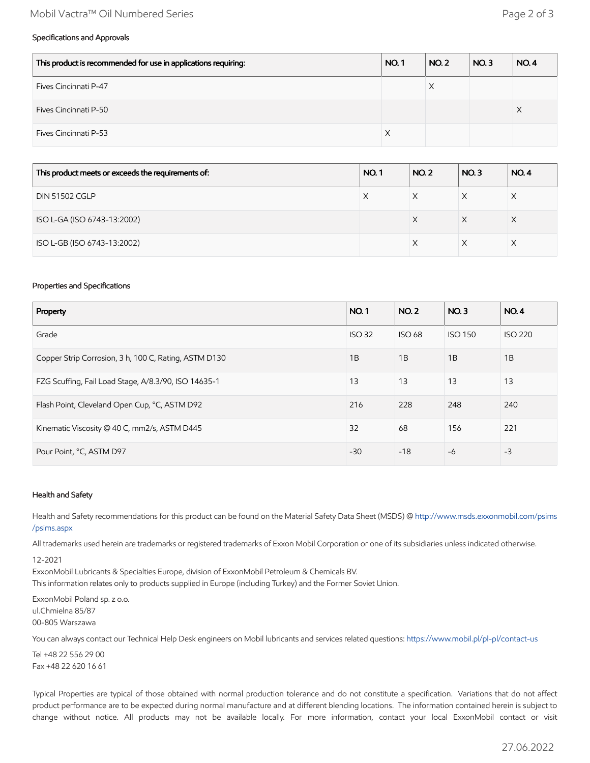### Specifications and Approvals

| This product is recommended for use in applications requiring: | NO. 1 | NO. 2 | NO. 3 | NO. 4 |
| --- | --- | --- | --- | --- |
| Fives Cincinnati P-47 | | X | | |
| Fives Cincinnati P-50 | | | | X |
| Fives Cincinnati P-53 | X | | | |

| This product meets or exceeds the requirements of: | NO. 1 | NO. 2 | NO. 3 | NO. 4 |
| --- | --- | --- | --- | --- |
| DIN 51502 CGLP | X | X | X | X |
| ISO L-GA (ISO 6743-13:2002) | | X | X | X |
| ISO L-GB (ISO 6743-13:2002) | | X | X | X |

### Properties and Specifications

| Property | NO. 1 | NO. 2 | NO. 3 | NO. 4 |
| --- | --- | --- | --- | --- |
| Grade | ISO 32 | ISO 68 | ISO 150 | ISO 220 |
| Copper Strip Corrosion, 3 h, 100 C, Rating, ASTM D130 | 1B | 1B | 1B | 1B |
| FZG Scuffing, Fail Load Stage, A/8.3/90, ISO 14635-1 | 13 | 13 | 13 | 13 |
| Flash Point, Cleveland Open Cup, °C, ASTM D92 | 216 | 228 | 248 | 240 |
| Kinematic Viscosity @ 40 C, mm2/s, ASTM D445 | 32 | 68 | 156 | 221 |
| Pour Point, °C, ASTM D97 | -30 | -18 | -6 | -3 |

### Health and Safety

Health and Safety recommendations for this product can be found on the Material Safety Data Sheet (MSDS) @ http://www.msds.exxonmobil.com/psims/psims.aspx

All trademarks used herein are trademarks or registered trademarks of Exxon Mobil Corporation or one of its subsidiaries unless indicated otherwise.

12-2021
ExxonMobil Lubricants & Specialties Europe, division of ExxonMobil Petroleum & Chemicals BV.
This information relates only to products supplied in Europe (including Turkey) and the Former Soviet Union.

ExxonMobil Poland sp. z o.o.
ul.Chmielna 85/87
00-805 Warszawa

You can always contact our Technical Help Desk engineers on Mobil lubricants and services related questions: https://www.mobil.pl/pl-pl/contact-us

Tel +48 22 556 29 00
Fax +48 22 620 16 61

Typical Properties are typical of those obtained with normal production tolerance and do not constitute a specification. Variations that do not affect product performance are to be expected during normal manufacture and at different blending locations. The information contained herein is subject to change without notice. All products may not be available locally. For more information, contact your local ExxonMobil contact or visit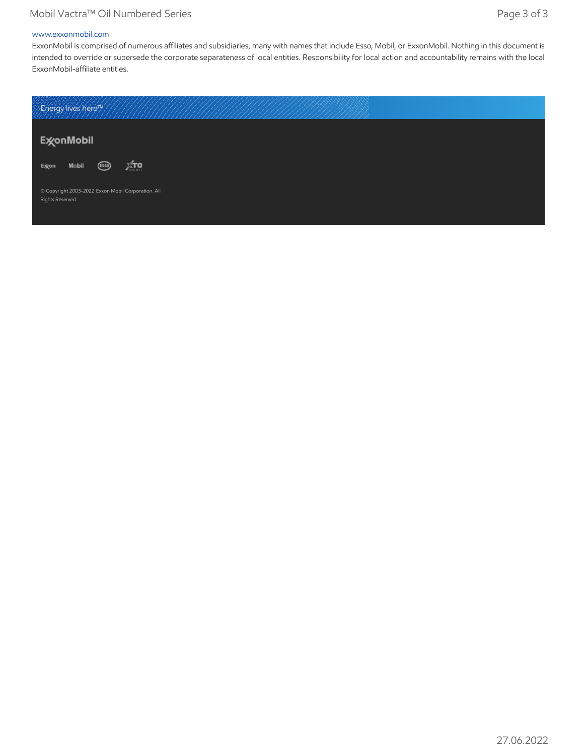www.exxonmobil.com

ExxonMobil is comprised of numerous affiliates and subsidiaries, many with names that include Esso, Mobil, or ExxonMobil. Nothing in this document is intended to override or supersede the corporate separateness of local entities. Responsibility for local action and accountability remains with the local ExxonMobil-affiliate entities.

Energy lives here™

ExxonMobil

Exxon Mobil Esso XTO

© Copyright 2003-2022 Exxon Mobil Corporation. All Rights Reserved

27.06.2022